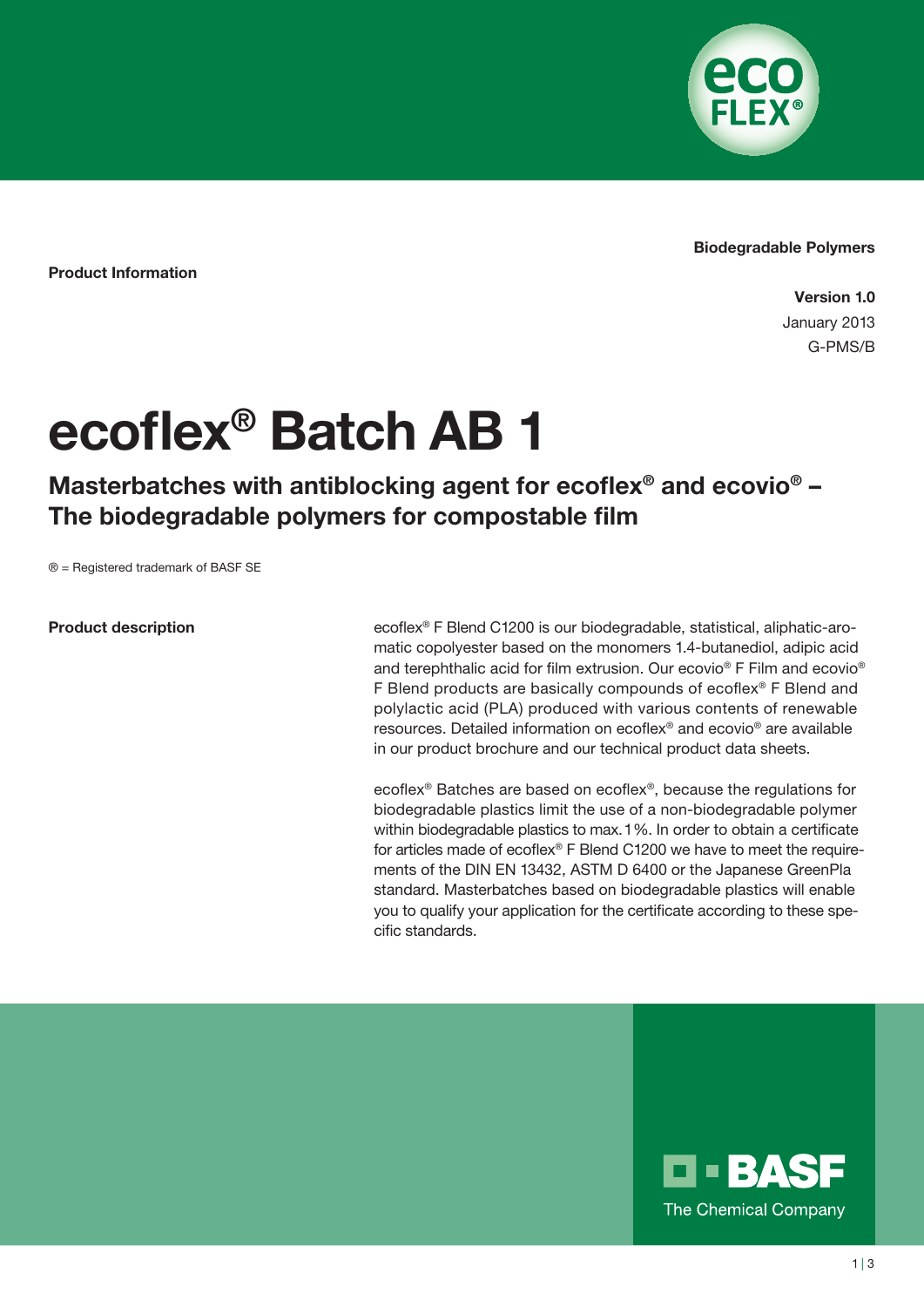Biodegradable Polymers

**Product Information**

**Version 1.0**
January 2013
G-PMS/B

# ecoflex® Batch AB 1

## Masterbatches with antiblocking agent for ecoflex® and ecovio® – The biodegradable polymers for compostable film

® = Registered trademark of BASF SE

**Product description**

ecoflex® F Blend C1200 is our biodegradable, statistical, aliphatic-aromatic copolyester based on the monomers 1.4-butanediol, adipic acid and terephthalic acid for film extrusion. Our ecovio® F Film and ecovio® F Blend products are basically compounds of ecoflex® F Blend and polylactic acid (PLA) produced with various contents of renewable resources. Detailed information on ecoflex® and ecovio® are available in our product brochure and our technical product data sheets.

ecoflex® Batches are based on ecoflex®, because the regulations for biodegradable plastics limit the use of a non-biodegradable polymer within biodegradable plastics to max. 1%. In order to obtain a certificate for articles made of ecoflex® F Blend C1200 we have to meet the requirements of the DIN EN 13432, ASTM D 6400 or the Japanese GreenPla standard. Masterbatches based on biodegradable plastics will enable you to qualify your application for the certificate according to these specific standards.

BASF
The Chemical Company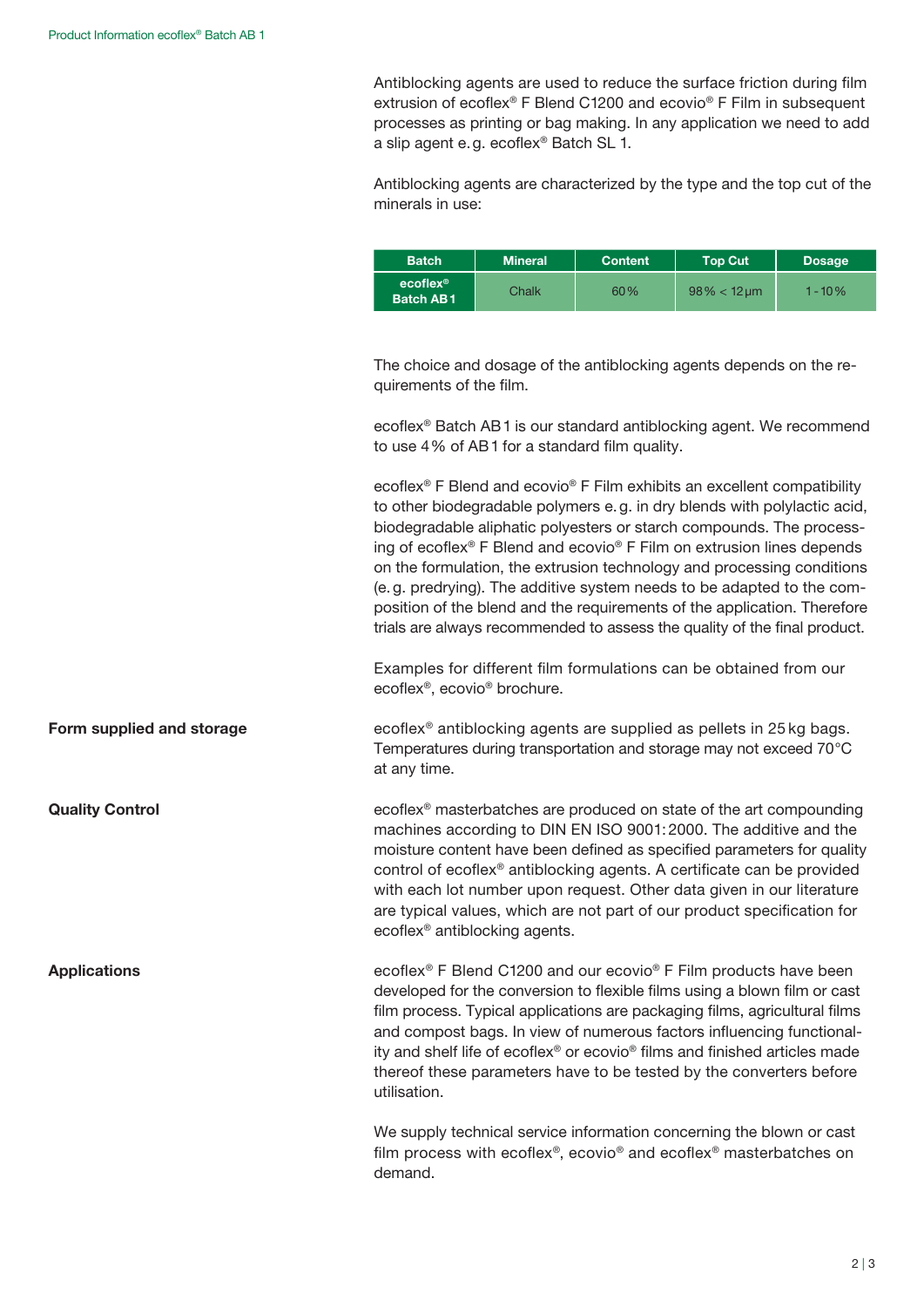Antiblocking agents are used to reduce the surface friction during film extrusion of ecoflex® F Blend C1200 and ecovio® F Film in subsequent processes as printing or bag making. In any application we need to add a slip agent e.g. ecoflex® Batch SL 1.

Antiblocking agents are characterized by the type and the top cut of the minerals in use:

| Batch | Mineral | Content | Top Cut | Dosage |
|---|---|---|---|---|
| **ecoflex® Batch AB 1** | Chalk | 60 % | 98 % < 12 µm | 1 - 10 % |

The choice and dosage of the antiblocking agents depends on the requirements of the film.

ecoflex® Batch AB 1 is our standard antiblocking agent. We recommend to use 4 % of AB 1 for a standard film quality.

ecoflex® F Blend and ecovio® F Film exhibits an excellent compatibility to other biodegradable polymers e.g. in dry blends with polylactic acid, biodegradable aliphatic polyesters or starch compounds. The processing of ecoflex® F Blend and ecovio® F Film on extrusion lines depends on the formulation, the extrusion technology and processing conditions (e.g. predrying). The additive system needs to be adapted to the composition of the blend and the requirements of the application. Therefore trials are always recommended to assess the quality of the final product.

Examples for different film formulations can be obtained from our ecoflex®, ecovio® brochure.

## Form supplied and storage

ecoflex® antiblocking agents are supplied as pellets in 25 kg bags. Temperatures during transportation and storage may not exceed 70 °C at any time.

## Quality Control

ecoflex® masterbatches are produced on state of the art compounding machines according to DIN EN ISO 9001: 2000. The additive and the moisture content have been defined as specified parameters for quality control of ecoflex® antiblocking agents. A certificate can be provided with each lot number upon request. Other data given in our literature are typical values, which are not part of our product specification for ecoflex® antiblocking agents.

## Applications

ecoflex® F Blend C1200 and our ecovio® F Film products have been developed for the conversion to flexible films using a blown film or cast film process. Typical applications are packaging films, agricultural films and compost bags. In view of numerous factors influencing functionality and shelf life of ecoflex® or ecovio® films and finished articles made thereof these parameters have to be tested by the converters before utilisation.

We supply technical service information concerning the blown or cast film process with ecoflex®, ecovio® and ecoflex® masterbatches on demand.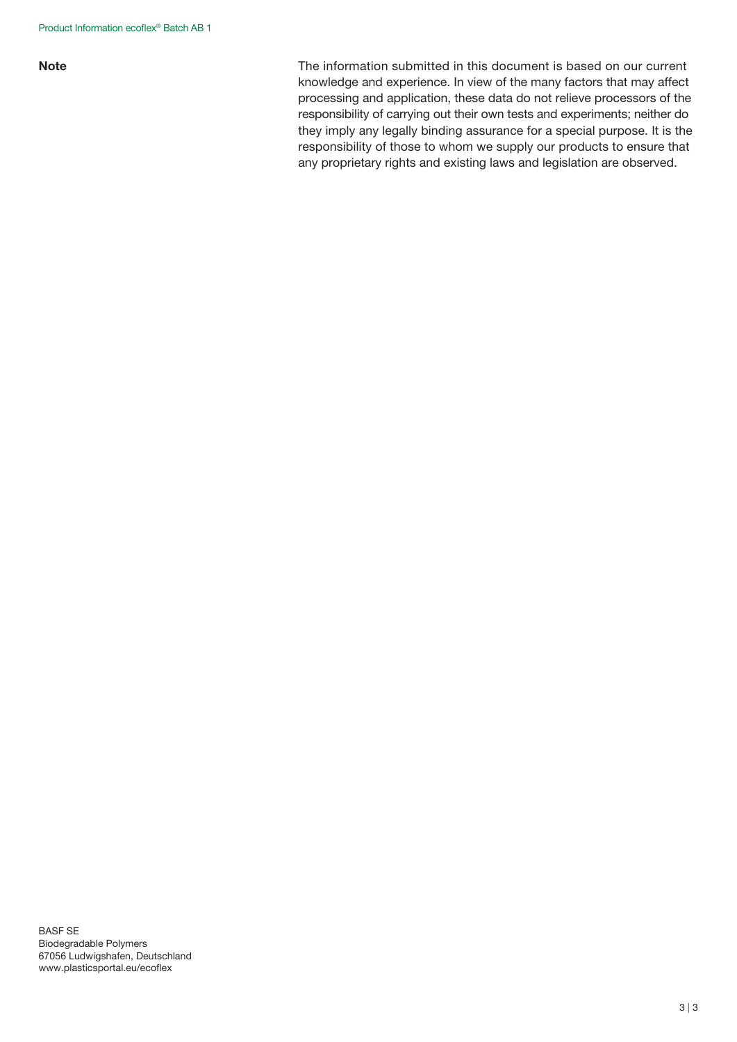**Note**

The information submitted in this document is based on our current knowledge and experience. In view of the many factors that may affect processing and application, these data do not relieve processors of the responsibility of carrying out their own tests and experiments; neither do they imply any legally binding assurance for a special purpose. It is the responsibility of those to whom we supply our products to ensure that any proprietary rights and existing laws and legislation are observed.

BASF SE
Biodegradable Polymers
67056 Ludwigshafen, Deutschland
www.plasticsportal.eu/ecoflex